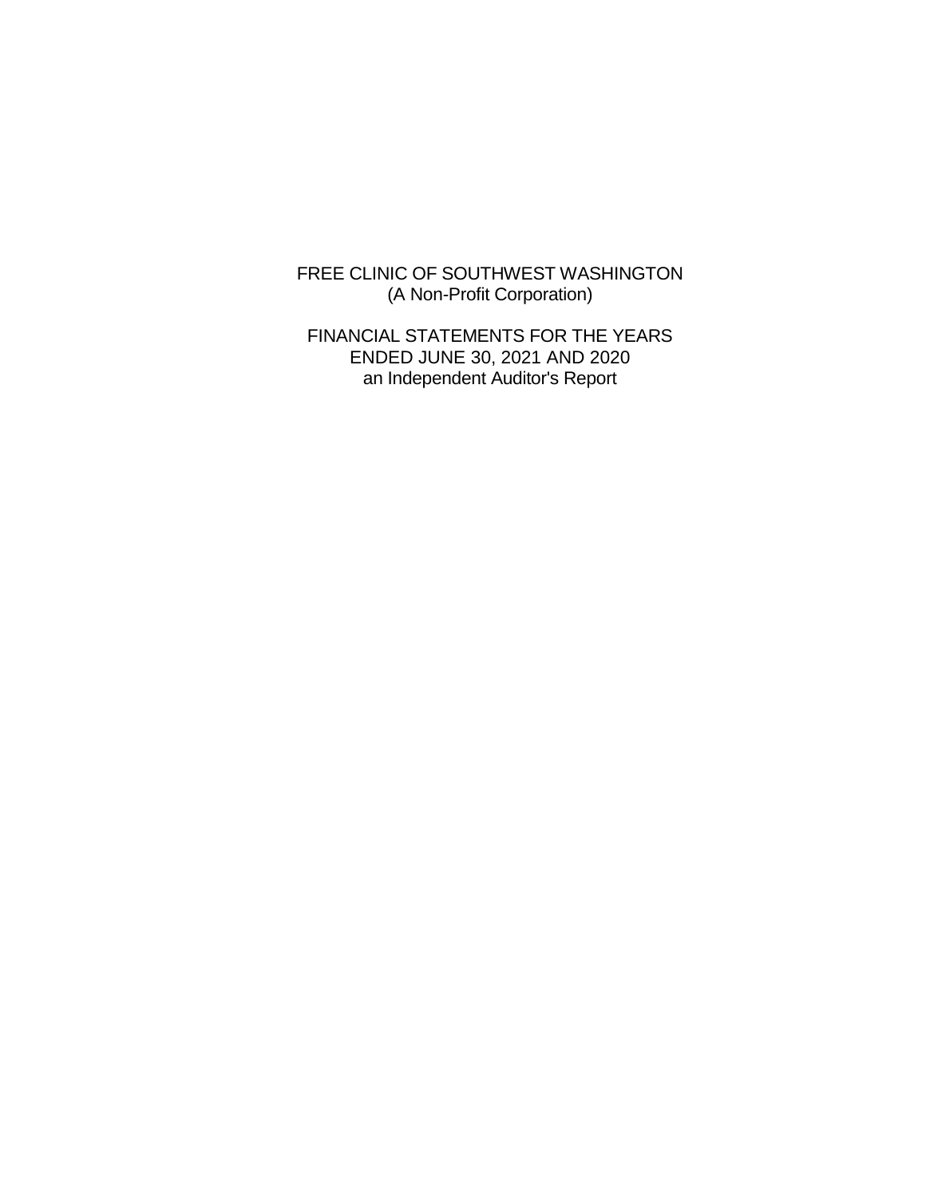# FREE CLINIC OF SOUTHWEST WASHINGTON

(A Non-Profit Corporation)

FINANCIAL STATEMENTS FOR THE YEARS ENDED JUNE 30, 2021 AND 2020

an Independent Auditor's Report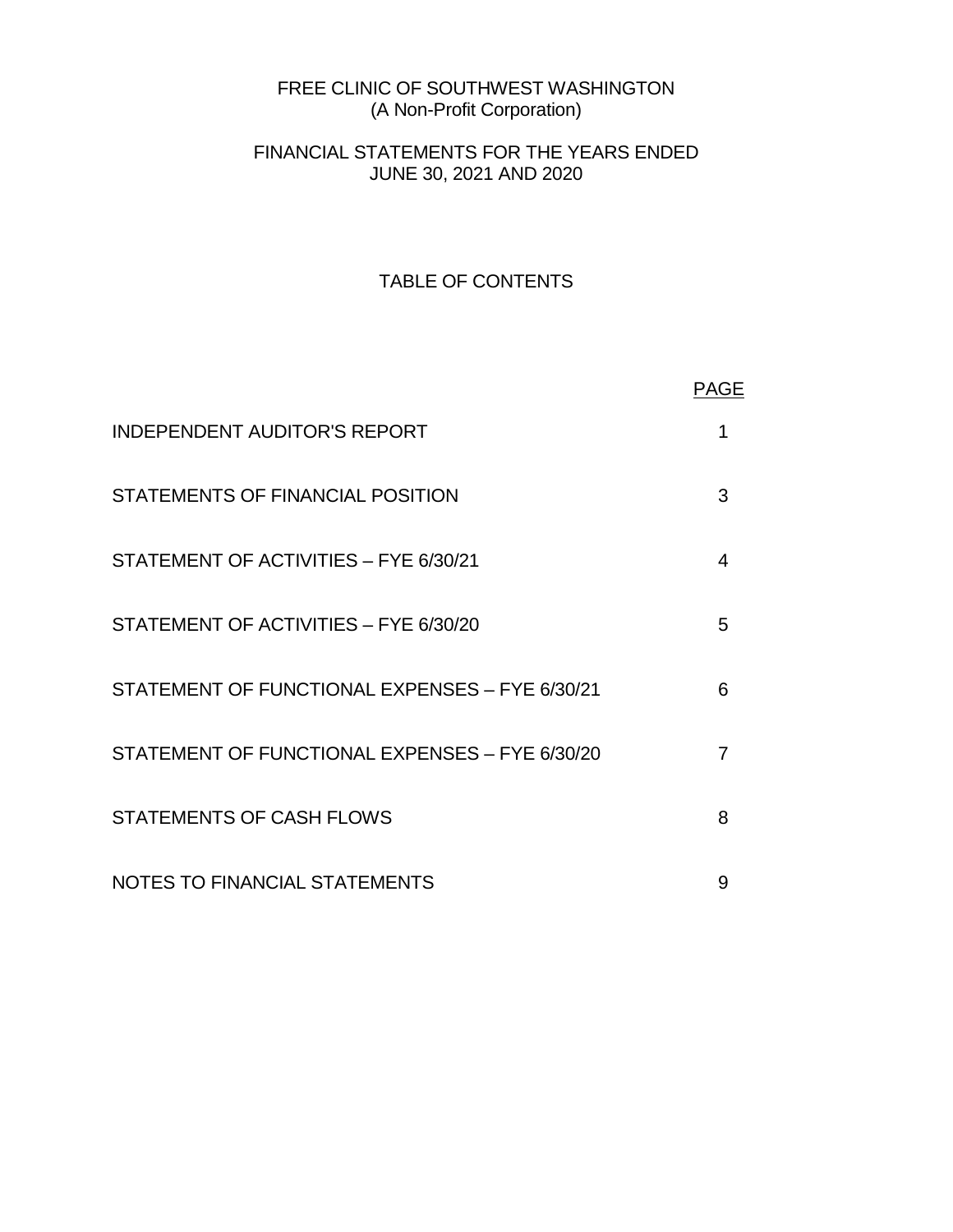# FREE CLINIC OF SOUTHWEST WASHINGTON
(A Non-Profit Corporation)

## FINANCIAL STATEMENTS FOR THE YEARS ENDED JUNE 30, 2021 AND 2020

### TABLE OF CONTENTS

| | PAGE |
|---|---|
| INDEPENDENT AUDITOR'S REPORT | 1 |
| STATEMENTS OF FINANCIAL POSITION | 3 |
| STATEMENT OF ACTIVITIES – FYE 6/30/21 | 4 |
| STATEMENT OF ACTIVITIES – FYE 6/30/20 | 5 |
| STATEMENT OF FUNCTIONAL EXPENSES – FYE 6/30/21 | 6 |
| STATEMENT OF FUNCTIONAL EXPENSES – FYE 6/30/20 | 7 |
| STATEMENTS OF CASH FLOWS | 8 |
| NOTES TO FINANCIAL STATEMENTS | 9 |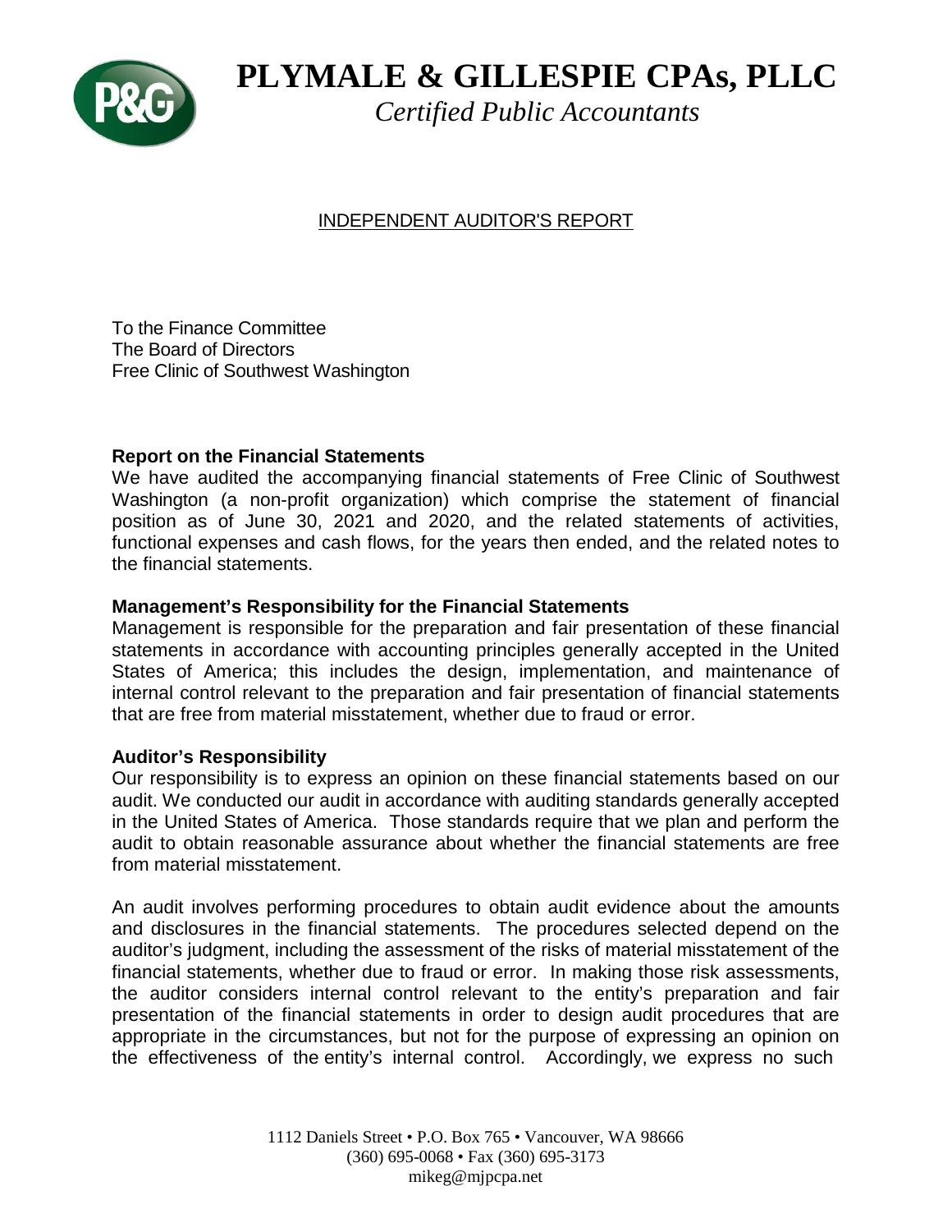# PLYMALE & GILLESPIE CPAs, PLLC

*Certified Public Accountants*

INDEPENDENT AUDITOR'S REPORT

To the Finance Committee
The Board of Directors
Free Clinic of Southwest Washington

**Report on the Financial Statements**
We have audited the accompanying financial statements of Free Clinic of Southwest Washington (a non-profit organization) which comprise the statement of financial position as of June 30, 2021 and 2020, and the related statements of activities, functional expenses and cash flows, for the years then ended, and the related notes to the financial statements.

**Management's Responsibility for the Financial Statements**
Management is responsible for the preparation and fair presentation of these financial statements in accordance with accounting principles generally accepted in the United States of America; this includes the design, implementation, and maintenance of internal control relevant to the preparation and fair presentation of financial statements that are free from material misstatement, whether due to fraud or error.

**Auditor's Responsibility**
Our responsibility is to express an opinion on these financial statements based on our audit. We conducted our audit in accordance with auditing standards generally accepted in the United States of America. Those standards require that we plan and perform the audit to obtain reasonable assurance about whether the financial statements are free from material misstatement.

An audit involves performing procedures to obtain audit evidence about the amounts and disclosures in the financial statements. The procedures selected depend on the auditor's judgment, including the assessment of the risks of material misstatement of the financial statements, whether due to fraud or error. In making those risk assessments, the auditor considers internal control relevant to the entity's preparation and fair presentation of the financial statements in order to design audit procedures that are appropriate in the circumstances, but not for the purpose of expressing an opinion on the effectiveness of the entity's internal control. Accordingly, we express no such

1112 Daniels Street • P.O. Box 765 • Vancouver, WA 98666
(360) 695-0068 • Fax (360) 695-3173
mikeg@mjpcpa.net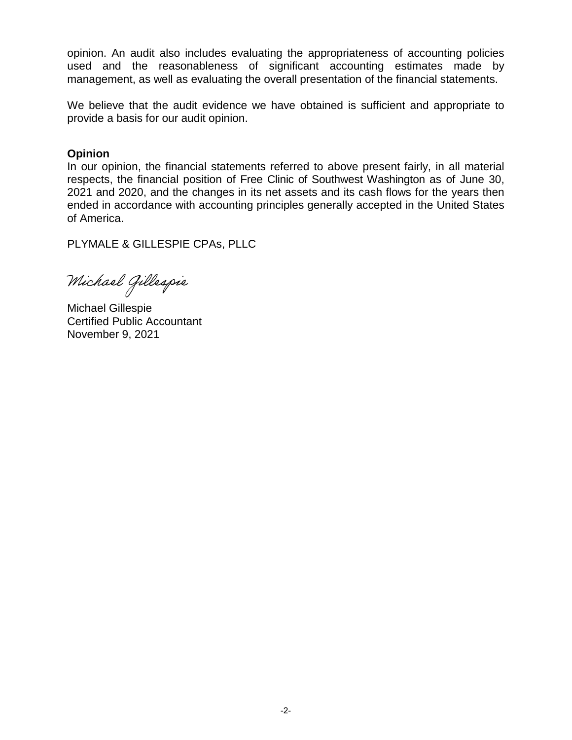opinion. An audit also includes evaluating the appropriateness of accounting policies used and the reasonableness of significant accounting estimates made by management, as well as evaluating the overall presentation of the financial statements.

We believe that the audit evidence we have obtained is sufficient and appropriate to provide a basis for our audit opinion.

**Opinion**

In our opinion, the financial statements referred to above present fairly, in all material respects, the financial position of Free Clinic of Southwest Washington as of June 30, 2021 and 2020, and the changes in its net assets and its cash flows for the years then ended in accordance with accounting principles generally accepted in the United States of America.

PLYMALE & GILLESPIE CPAs, PLLC

*Michael Gillespie*

Michael Gillespie
Certified Public Accountant
November 9, 2021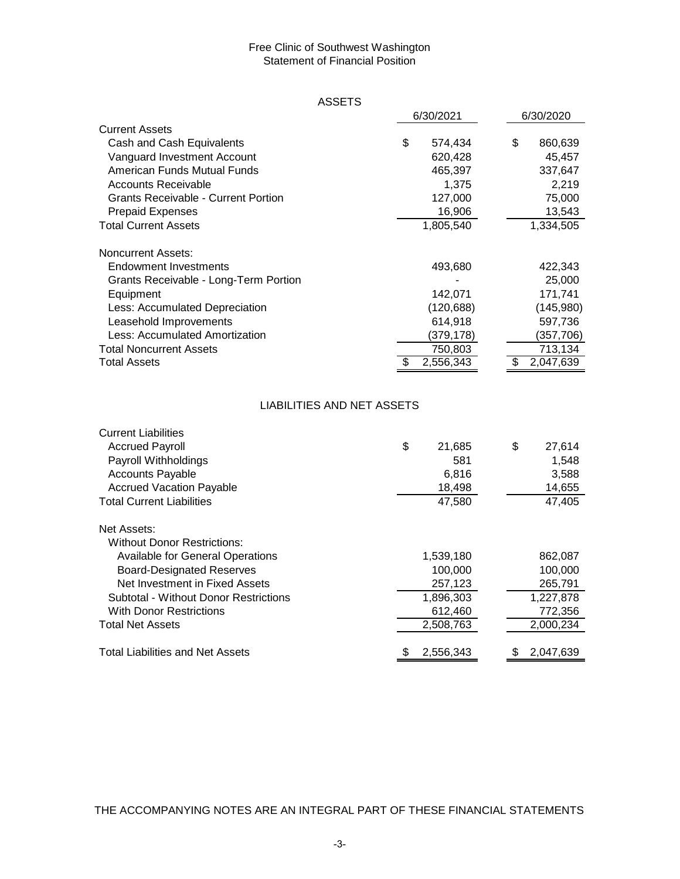Free Clinic of Southwest Washington
Statement of Financial Position

## ASSETS

| | 6/30/2021 | 6/30/2020 |
|---|---|---|
| Current Assets | | |
| Cash and Cash Equivalents | $ 574,434 | $ 860,639 |
| Vanguard Investment Account | 620,428 | 45,457 |
| American Funds Mutual Funds | 465,397 | 337,647 |
| Accounts Receivable | 1,375 | 2,219 |
| Grants Receivable - Current Portion | 127,000 | 75,000 |
| Prepaid Expenses | 16,906 | 13,543 |
| Total Current Assets | 1,805,540 | 1,334,505 |
| | | |
| Noncurrent Assets: | | |
| Endowment Investments | 493,680 | 422,343 |
| Grants Receivable - Long-Term Portion | - | 25,000 |
| Equipment | 142,071 | 171,741 |
| Less: Accumulated Depreciation | (120,688) | (145,980) |
| Leasehold Improvements | 614,918 | 597,736 |
| Less: Accumulated Amortization | (379,178) | (357,706) |
| Total Noncurrent Assets | 750,803 | 713,134 |
| Total Assets | $ 2,556,343 | $ 2,047,639 |

## LIABILITIES AND NET ASSETS

| | 6/30/2021 | 6/30/2020 |
|---|---|---|
| Current Liabilities | | |
| Accrued Payroll | $ 21,685 | $ 27,614 |
| Payroll Withholdings | 581 | 1,548 |
| Accounts Payable | 6,816 | 3,588 |
| Accrued Vacation Payable | 18,498 | 14,655 |
| Total Current Liabilities | 47,580 | 47,405 |
| | | |
| Net Assets: | | |
| Without Donor Restrictions: | | |
| Available for General Operations | 1,539,180 | 862,087 |
| Board-Designated Reserves | 100,000 | 100,000 |
| Net Investment in Fixed Assets | 257,123 | 265,791 |
| Subtotal - Without Donor Restrictions | 1,896,303 | 1,227,878 |
| With Donor Restrictions | 612,460 | 772,356 |
| Total Net Assets | 2,508,763 | 2,000,234 |
| | | |
| Total Liabilities and Net Assets | $ 2,556,343 | $ 2,047,639 |

THE ACCOMPANYING NOTES ARE AN INTEGRAL PART OF THESE FINANCIAL STATEMENTS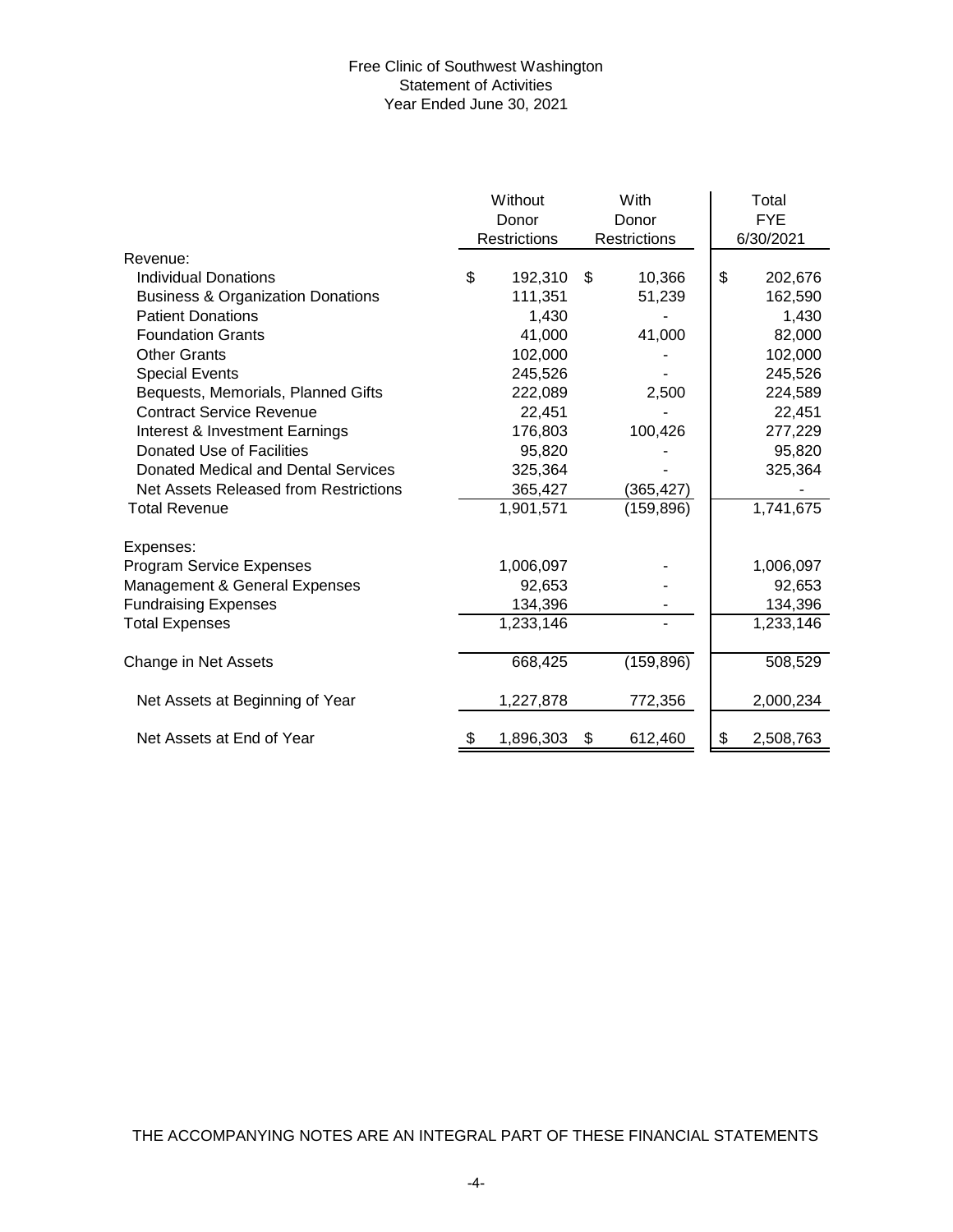Free Clinic of Southwest Washington
Statement of Activities
Year Ended June 30, 2021

| | Without Donor Restrictions | With Donor Restrictions | Total FYE 6/30/2021 |
|---|---|---|---|
| Revenue: | | | |
| Individual Donations | $ 192,310 | $ 10,366 | $ 202,676 |
| Business & Organization Donations | 111,351 | 51,239 | 162,590 |
| Patient Donations | 1,430 | - | 1,430 |
| Foundation Grants | 41,000 | 41,000 | 82,000 |
| Other Grants | 102,000 | - | 102,000 |
| Special Events | 245,526 | - | 245,526 |
| Bequests, Memorials, Planned Gifts | 222,089 | 2,500 | 224,589 |
| Contract Service Revenue | 22,451 | - | 22,451 |
| Interest & Investment Earnings | 176,803 | 100,426 | 277,229 |
| Donated Use of Facilities | 95,820 | - | 95,820 |
| Donated Medical and Dental Services | 325,364 | - | 325,364 |
| Net Assets Released from Restrictions | 365,427 | (365,427) | - |
| Total Revenue | 1,901,571 | (159,896) | 1,741,675 |
| Expenses: | | | |
| Program Service Expenses | 1,006,097 | - | 1,006,097 |
| Management & General Expenses | 92,653 | - | 92,653 |
| Fundraising Expenses | 134,396 | - | 134,396 |
| Total Expenses | 1,233,146 | - | 1,233,146 |
| Change in Net Assets | 668,425 | (159,896) | 508,529 |
| Net Assets at Beginning of Year | 1,227,878 | 772,356 | 2,000,234 |
| Net Assets at End of Year | $ 1,896,303 | $ 612,460 | $ 2,508,763 |

THE ACCOMPANYING NOTES ARE AN INTEGRAL PART OF THESE FINANCIAL STATEMENTS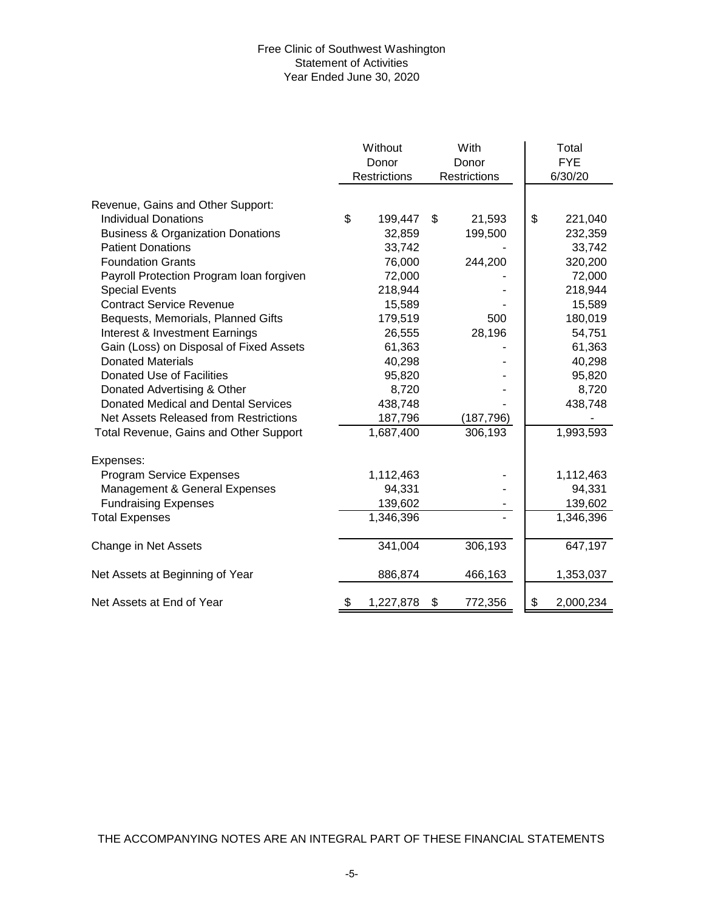# Free Clinic of Southwest Washington
## Statement of Activities
### Year Ended June 30, 2020

| | Without Donor Restrictions | With Donor Restrictions | Total FYE 6/30/20 |
|---|---|---|---|
| Revenue, Gains and Other Support: | | | |
| Individual Donations | $ 199,447 | $ 21,593 | $ 221,040 |
| Business & Organization Donations | 32,859 | 199,500 | 232,359 |
| Patient Donations | 33,742 | - | 33,742 |
| Foundation Grants | 76,000 | 244,200 | 320,200 |
| Payroll Protection Program loan forgiven | 72,000 | - | 72,000 |
| Special Events | 218,944 | - | 218,944 |
| Contract Service Revenue | 15,589 | - | 15,589 |
| Bequests, Memorials, Planned Gifts | 179,519 | 500 | 180,019 |
| Interest & Investment Earnings | 26,555 | 28,196 | 54,751 |
| Gain (Loss) on Disposal of Fixed Assets | 61,363 | - | 61,363 |
| Donated Materials | 40,298 | - | 40,298 |
| Donated Use of Facilities | 95,820 | - | 95,820 |
| Donated Advertising & Other | 8,720 | - | 8,720 |
| Donated Medical and Dental Services | 438,748 | - | 438,748 |
| Net Assets Released from Restrictions | 187,796 | (187,796) | - |
| Total Revenue, Gains and Other Support | 1,687,400 | 306,193 | 1,993,593 |
| Expenses: | | | |
| Program Service Expenses | 1,112,463 | - | 1,112,463 |
| Management & General Expenses | 94,331 | - | 94,331 |
| Fundraising Expenses | 139,602 | - | 139,602 |
| Total Expenses | 1,346,396 | - | 1,346,396 |
| Change in Net Assets | 341,004 | 306,193 | 647,197 |
| Net Assets at Beginning of Year | 886,874 | 466,163 | 1,353,037 |
| Net Assets at End of Year | $ 1,227,878 | $ 772,356 | $ 2,000,234 |

THE ACCOMPANYING NOTES ARE AN INTEGRAL PART OF THESE FINANCIAL STATEMENTS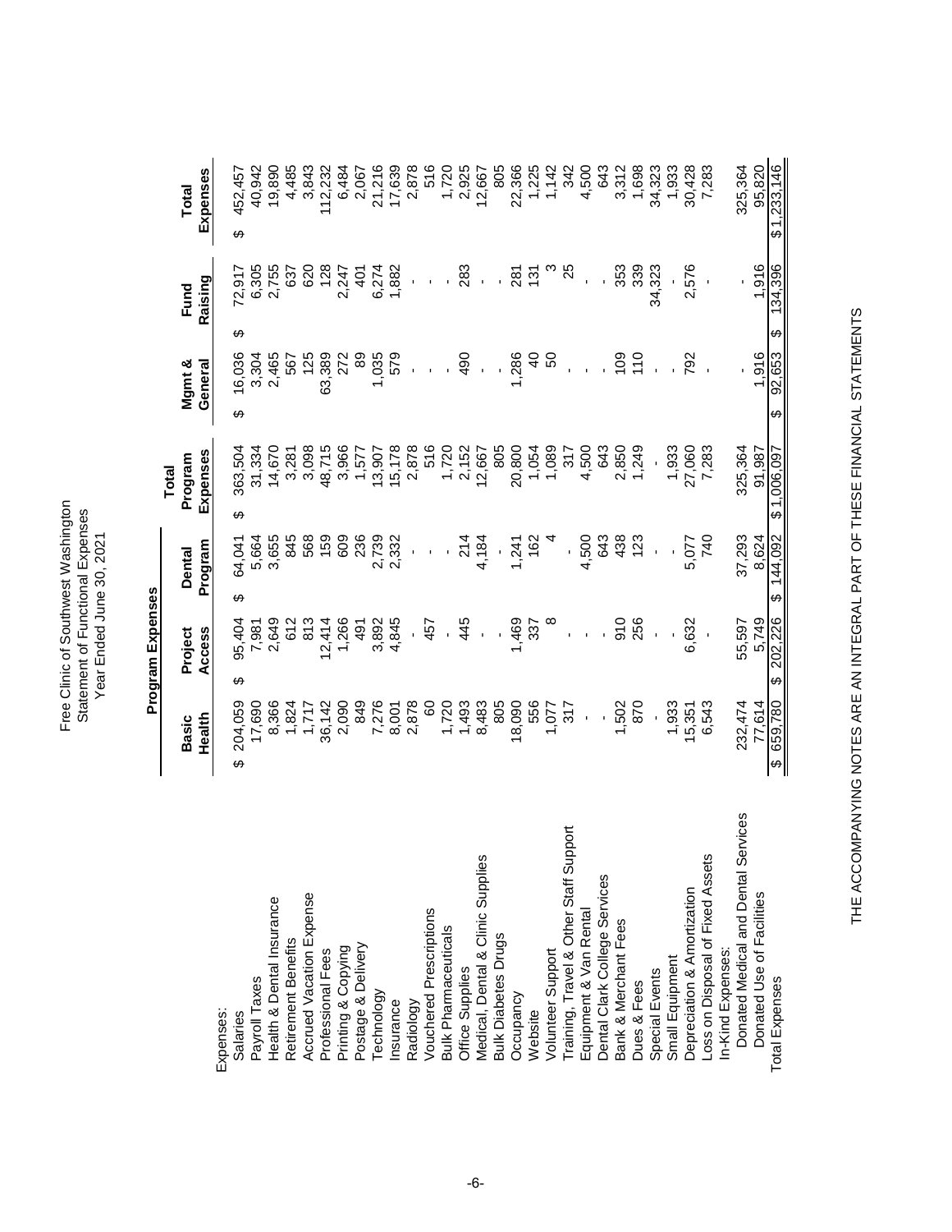# Free Clinic of Southwest Washington
## Statement of Functional Expenses
### Year Ended June 30, 2021

| | Program Expenses | | | | | | |
|---|---|---|---|---|---|---|---|
| | Basic Health | Project Access | Dental Program | Total Program Expenses | Mgmt & General | Fund Raising | Total Expenses |
| Expenses: | | | | | | | |
| Salaries | $ 204,059 | $ 95,404 | $ 64,041 | $ 363,504 | $ 16,036 | $ 72,917 | $ 452,457 |
| Payroll Taxes | 17,690 | 7,981 | 5,664 | 31,334 | 3,304 | 6,305 | 40,942 |
| Health & Dental Insurance | 8,366 | 2,649 | 3,655 | 14,670 | 2,465 | 2,755 | 19,890 |
| Retirement Benefits | 1,824 | 612 | 845 | 3,281 | 567 | 637 | 4,485 |
| Accrued Vacation Expense | 1,717 | 813 | 568 | 3,098 | 125 | 620 | 3,843 |
| Professional Fees | 36,142 | 12,414 | 159 | 48,715 | 63,389 | 128 | 112,232 |
| Printing & Copying | 2,090 | 1,266 | 609 | 3,966 | 272 | 2,247 | 6,484 |
| Postage & Delivery | 849 | 491 | 236 | 1,577 | 89 | 401 | 2,067 |
| Technology | 7,276 | 3,892 | 2,739 | 13,907 | 1,035 | 6,274 | 21,216 |
| Insurance | 8,001 | 4,845 | 2,332 | 15,178 | 579 | 1,882 | 17,639 |
| Radiology | 2,878 | - | - | 2,878 | - | - | 2,878 |
| Vouchered Prescriptions | 60 | 457 | - | 516 | - | - | 516 |
| Bulk Pharmaceuticals | 1,720 | - | - | 1,720 | - | - | 1,720 |
| Office Supplies | 1,493 | 445 | 214 | 2,152 | 490 | 283 | 2,925 |
| Medical, Dental & Clinic Supplies | 8,483 | - | 4,184 | 12,667 | - | - | 12,667 |
| Bulk Diabetes Drugs | 805 | - | - | 805 | - | - | 805 |
| Occupancy | 18,090 | 1,469 | 1,241 | 20,800 | 1,286 | 281 | 22,366 |
| Website | 556 | 337 | 162 | 1,054 | 40 | 131 | 1,225 |
| Volunteer Support | 1,077 | 8 | 4 | 1,089 | 50 | 3 | 1,142 |
| Training, Travel & Other Staff Support | 317 | - | - | 317 | - | 25 | 342 |
| Equipment & Van Rental | - | - | 4,500 | 4,500 | - | - | 4,500 |
| Dental Clark College Services | - | - | 643 | 643 | - | - | 643 |
| Bank & Merchant Fees | 1,502 | 910 | 438 | 2,850 | 109 | 353 | 3,312 |
| Dues & Fees | 870 | 256 | 123 | 1,249 | 110 | 339 | 1,698 |
| Special Events | - | - | - | - | - | 34,323 | 34,323 |
| Small Equipment | 1,933 | - | - | 1,933 | - | - | 1,933 |
| Depreciation & Amortization | 15,351 | 6,632 | 5,077 | 27,060 | 792 | 2,576 | 30,428 |
| Loss on Disposal of Fixed Assets | 6,543 | - | 740 | 7,283 | - | - | 7,283 |
| In-Kind Expenses: | | | | | | | |
| Donated Medical and Dental Services | 232,474 | 55,597 | 37,293 | 325,364 | - | - | 325,364 |
| Donated Use of Facilities | 77,614 | 5,749 | 8,624 | 91,987 | 1,916 | 1,916 | 95,820 |
| Total Expenses | $ 659,780 | $ 202,226 | $ 144,092 | $ 1,006,097 | $ 92,653 | $ 134,396 | $ 1,233,146 |

THE ACCOMPANYING NOTES ARE AN INTEGRAL PART OF THESE FINANCIAL STATEMENTS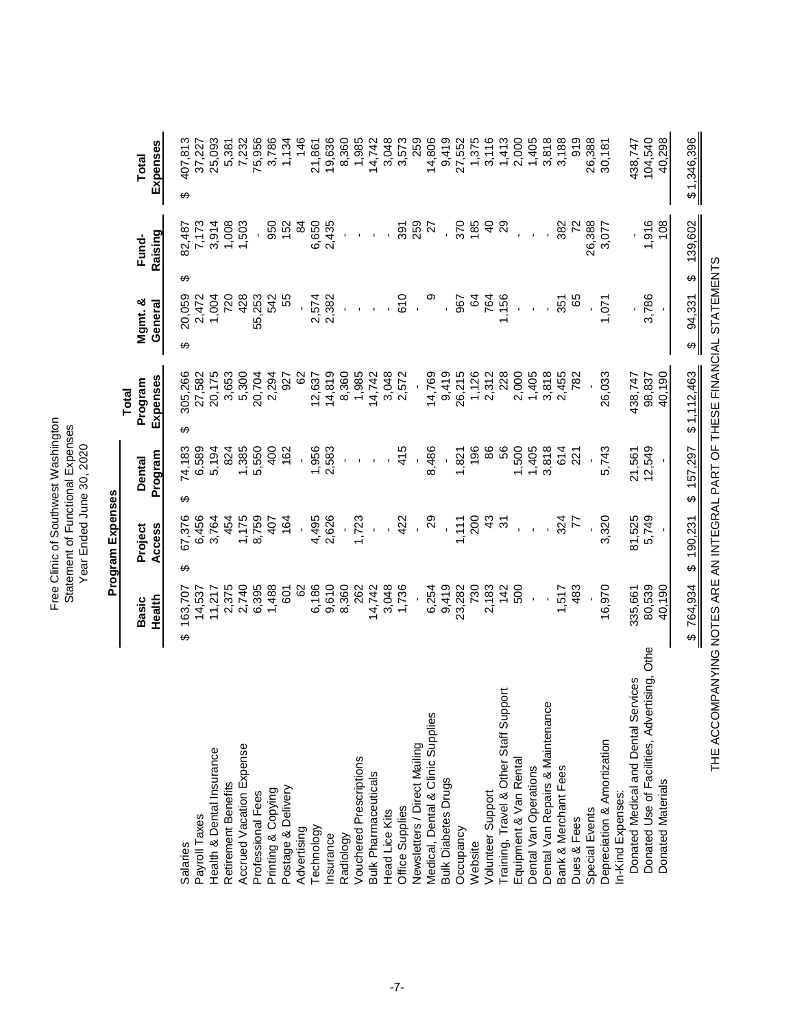Free Clinic of Southwest Washington
Statement of Functional Expenses
Year Ended June 30, 2020

| | Program Expenses | | | | | | |
|---|---|---|---|---|---|---|---|
| | Basic Health | Project Access | Dental Program | Total Program Expenses | Mgmt. & General | Fund-Raising | Total Expenses |
| Salaries | $ 163,707 | $ 67,376 | $ 74,183 | $ 305,266 | $ 20,059 | $ 82,487 | $ 407,813 |
| Payroll Taxes | 14,537 | 6,456 | 6,589 | 27,582 | 2,472 | 7,173 | 37,227 |
| Health & Dental Insurance | 11,217 | 3,764 | 5,194 | 20,175 | 1,004 | 3,914 | 25,093 |
| Retirement Benefits | 2,375 | 454 | 824 | 3,653 | 720 | 1,008 | 5,381 |
| Accrued Vacation Expense | 2,740 | 1,175 | 1,385 | 5,300 | 428 | 1,503 | 7,232 |
| Professional Fees | 6,395 | 8,759 | 5,550 | 20,704 | 55,253 | - | 75,956 |
| Printing & Copying | 1,488 | 407 | 400 | 2,294 | 542 | 950 | 3,786 |
| Postage & Delivery | 601 | 164 | 162 | 927 | 55 | 152 | 1,134 |
| Advertising | 62 | - | - | 62 | - | 84 | 146 |
| Technology | 6,186 | 4,495 | 1,956 | 12,637 | 2,574 | 6,650 | 21,861 |
| Insurance | 9,610 | 2,626 | 2,583 | 14,819 | 2,382 | 2,435 | 19,636 |
| Radiology | 8,360 | - | - | 8,360 | - | - | 8,360 |
| Vouchered Prescriptions | 262 | 1,723 | - | 1,985 | - | - | 1,985 |
| Bulk Pharmaceuticals | 14,742 | - | - | 14,742 | - | - | 14,742 |
| Head Lice Kits | 3,048 | - | - | 3,048 | - | - | 3,048 |
| Office Supplies | 1,736 | 422 | 415 | 2,572 | 610 | 391 | 3,573 |
| Newsletters / Direct Mailing | - | - | - | - | - | 259 | 259 |
| Medical, Dental & Clinic Supplies | 6,254 | 29 | 8,486 | 14,769 | 9 | 27 | 14,806 |
| Bulk Diabetes Drugs | 9,419 | - | - | 9,419 | - | - | 9,419 |
| Occupancy | 23,282 | 1,111 | 1,821 | 26,215 | 967 | 370 | 27,552 |
| Website | 730 | 200 | 196 | 1,126 | 64 | 185 | 1,375 |
| Volunteer Support | 2,183 | 43 | 86 | 2,312 | 764 | 40 | 3,116 |
| Training, Travel & Other Staff Support | 142 | 31 | 56 | 228 | 1,156 | 29 | 1,413 |
| Equipment & Van Rental | 500 | - | 1,500 | 2,000 | - | - | 2,000 |
| Dental Van Operations | - | - | 1,405 | 1,405 | - | - | 1,405 |
| Dental Van Repairs & Maintenance | - | - | 3,818 | 3,818 | - | - | 3,818 |
| Bank & Merchant Fees | 1,517 | 324 | 614 | 2,455 | 351 | 382 | 3,188 |
| Dues & Fees | 483 | 77 | 221 | 782 | 65 | 72 | 919 |
| Special Events | - | - | - | - | - | 26,388 | 26,388 |
| Depreciation & Amortization | 16,970 | 3,320 | 5,743 | 26,033 | 1,071 | 3,077 | 30,181 |
| In-Kind Expenses: | | | | | | | |
| Donated Medical and Dental Services | 335,661 | 81,525 | 21,561 | 438,747 | - | - | 438,747 |
| Donated Use of Facilities, Advertising, Othe | 80,539 | 5,749 | 12,549 | 98,837 | 3,786 | 1,916 | 104,540 |
| Donated Materials | 40,190 | - | - | 40,190 | - | 108 | 40,298 |
| | $ 764,934 | $ 190,231 | $ 157,297 | $1,112,463 | $ 94,331 | $ 139,602 | $1,346,396 |

THE ACCOMPANYING NOTES ARE AN INTEGRAL PART OF THESE FINANCIAL STATEMENTS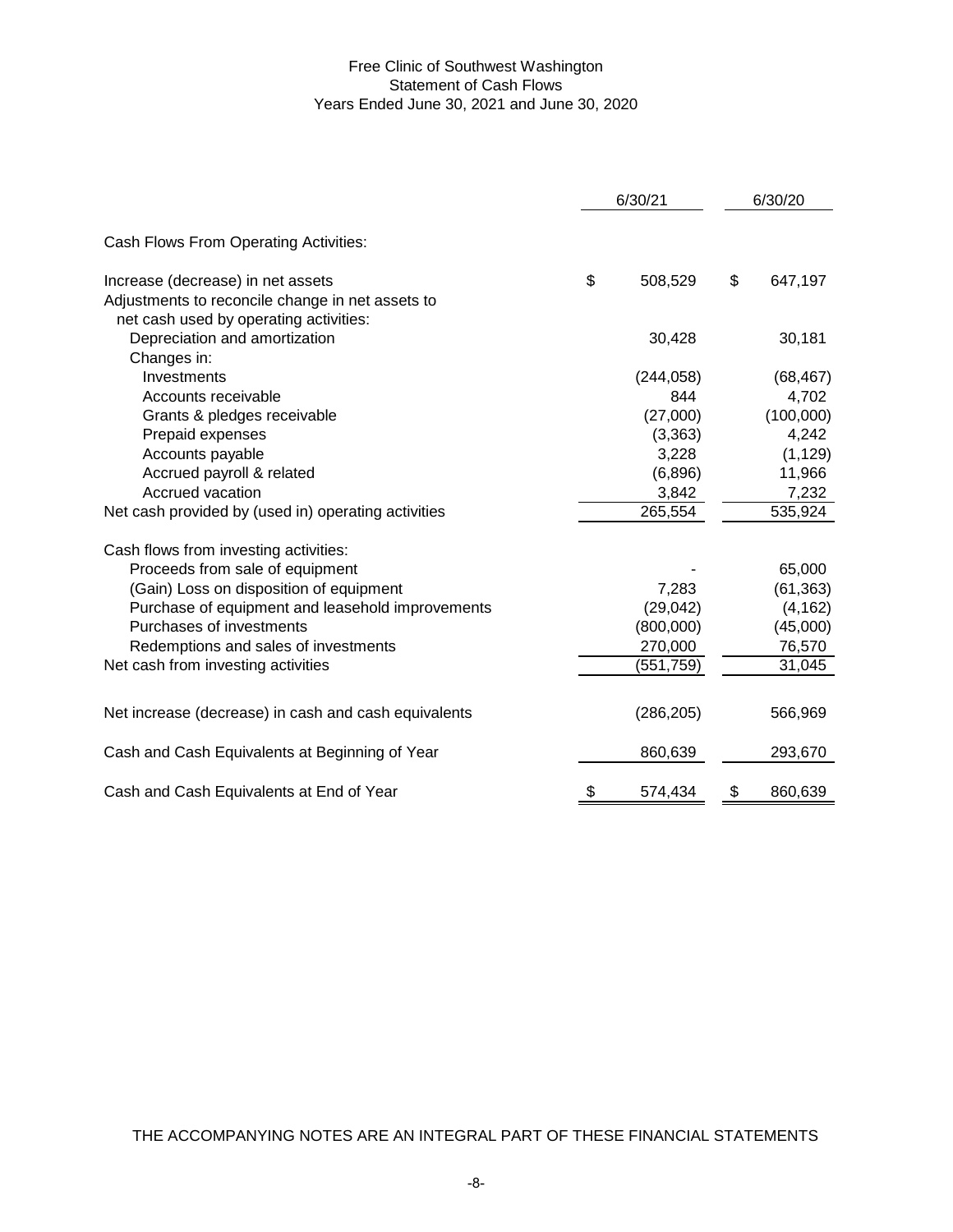# Free Clinic of Southwest Washington
## Statement of Cash Flows
### Years Ended June 30, 2021 and June 30, 2020

| | 6/30/21 | 6/30/20 |
|---|---|---|
| Cash Flows From Operating Activities: | | |
| Increase (decrease) in net assets | $ 508,529 | $ 647,197 |
| Adjustments to reconcile change in net assets to net cash used by operating activities: | | |
| Depreciation and amortization | 30,428 | 30,181 |
| Changes in: | | |
| Investments | (244,058) | (68,467) |
| Accounts receivable | 844 | 4,702 |
| Grants & pledges receivable | (27,000) | (100,000) |
| Prepaid expenses | (3,363) | 4,242 |
| Accounts payable | 3,228 | (1,129) |
| Accrued payroll & related | (6,896) | 11,966 |
| Accrued vacation | 3,842 | 7,232 |
| Net cash provided by (used in) operating activities | 265,554 | 535,924 |
| Cash flows from investing activities: | | |
| Proceeds from sale of equipment | - | 65,000 |
| (Gain) Loss on disposition of equipment | 7,283 | (61,363) |
| Purchase of equipment and leasehold improvements | (29,042) | (4,162) |
| Purchases of investments | (800,000) | (45,000) |
| Redemptions and sales of investments | 270,000 | 76,570 |
| Net cash from investing activities | (551,759) | 31,045 |
| Net increase (decrease) in cash and cash equivalents | (286,205) | 566,969 |
| Cash and Cash Equivalents at Beginning of Year | 860,639 | 293,670 |
| Cash and Cash Equivalents at End of Year | $ 574,434 | $ 860,639 |

THE ACCOMPANYING NOTES ARE AN INTEGRAL PART OF THESE FINANCIAL STATEMENTS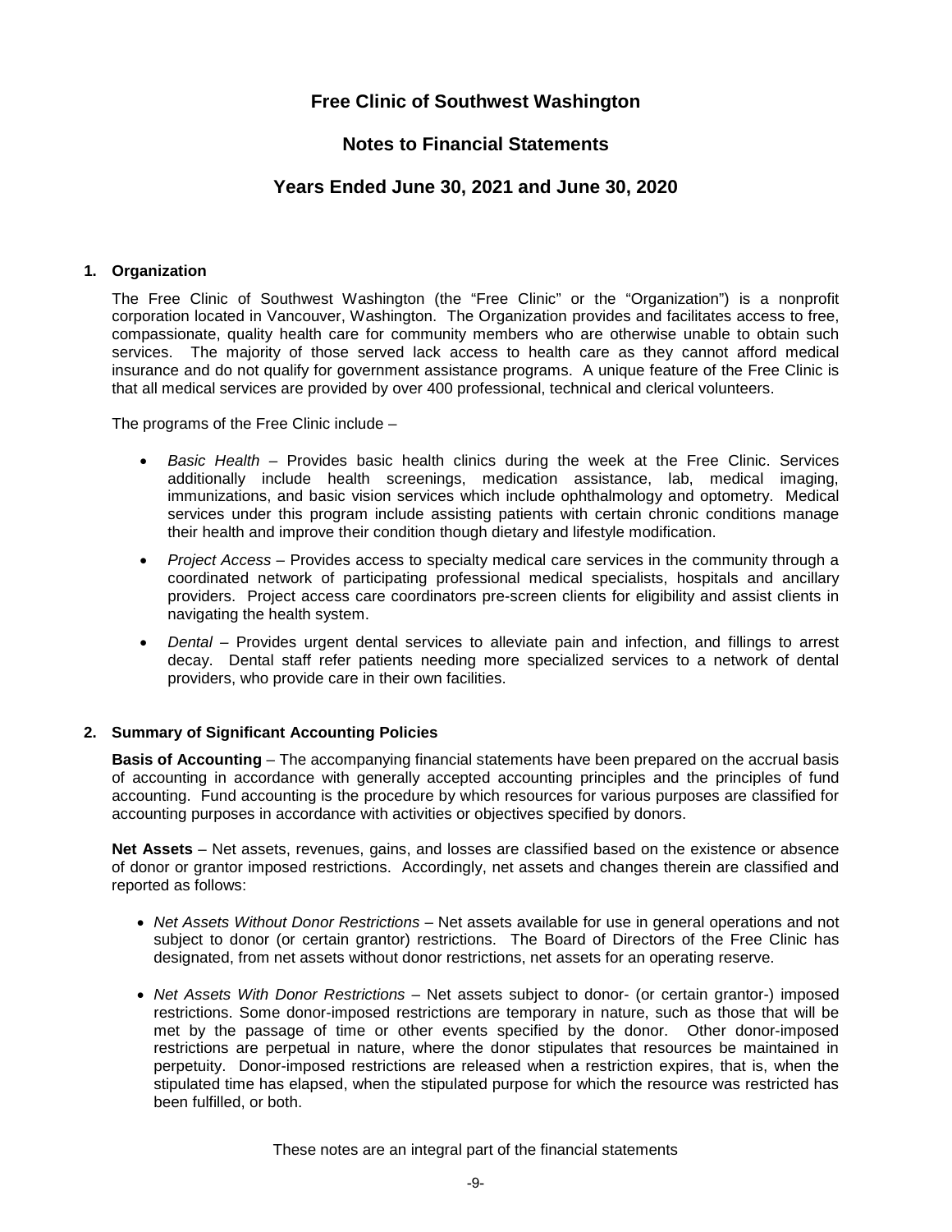# Free Clinic of Southwest Washington

## Notes to Financial Statements

## Years Ended June 30, 2021 and June 30, 2020

### 1. Organization

The Free Clinic of Southwest Washington (the "Free Clinic" or the "Organization") is a nonprofit corporation located in Vancouver, Washington. The Organization provides and facilitates access to free, compassionate, quality health care for community members who are otherwise unable to obtain such services. The majority of those served lack access to health care as they cannot afford medical insurance and do not qualify for government assistance programs. A unique feature of the Free Clinic is that all medical services are provided by over 400 professional, technical and clerical volunteers.

The programs of the Free Clinic include –

- *Basic Health* – Provides basic health clinics during the week at the Free Clinic. Services additionally include health screenings, medication assistance, lab, medical imaging, immunizations, and basic vision services which include ophthalmology and optometry. Medical services under this program include assisting patients with certain chronic conditions manage their health and improve their condition though dietary and lifestyle modification.
- *Project Access* – Provides access to specialty medical care services in the community through a coordinated network of participating professional medical specialists, hospitals and ancillary providers. Project access care coordinators pre-screen clients for eligibility and assist clients in navigating the health system.
- *Dental* – Provides urgent dental services to alleviate pain and infection, and fillings to arrest decay. Dental staff refer patients needing more specialized services to a network of dental providers, who provide care in their own facilities.

### 2. Summary of Significant Accounting Policies

**Basis of Accounting** – The accompanying financial statements have been prepared on the accrual basis of accounting in accordance with generally accepted accounting principles and the principles of fund accounting. Fund accounting is the procedure by which resources for various purposes are classified for accounting purposes in accordance with activities or objectives specified by donors.

**Net Assets** – Net assets, revenues, gains, and losses are classified based on the existence or absence of donor or grantor imposed restrictions. Accordingly, net assets and changes therein are classified and reported as follows:

- *Net Assets Without Donor Restrictions* – Net assets available for use in general operations and not subject to donor (or certain grantor) restrictions. The Board of Directors of the Free Clinic has designated, from net assets without donor restrictions, net assets for an operating reserve.
- *Net Assets With Donor Restrictions* – Net assets subject to donor- (or certain grantor-) imposed restrictions. Some donor-imposed restrictions are temporary in nature, such as those that will be met by the passage of time or other events specified by the donor. Other donor-imposed restrictions are perpetual in nature, where the donor stipulates that resources be maintained in perpetuity. Donor-imposed restrictions are released when a restriction expires, that is, when the stipulated time has elapsed, when the stipulated purpose for which the resource was restricted has been fulfilled, or both.

These notes are an integral part of the financial statements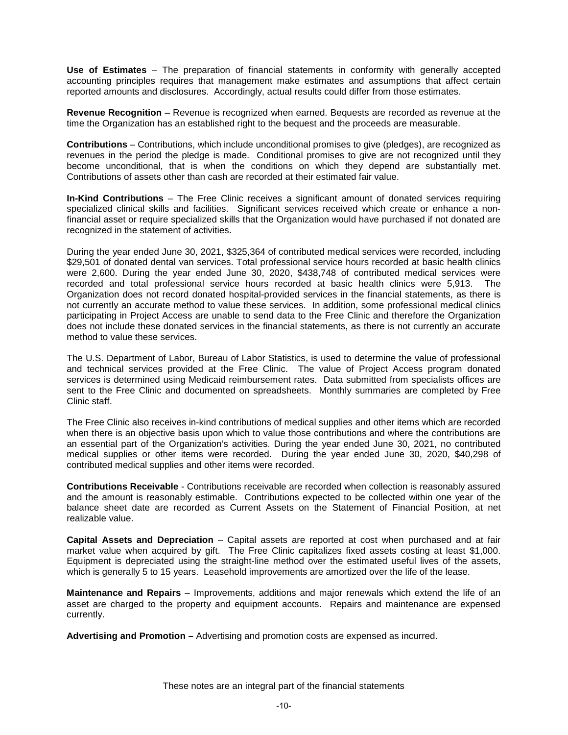**Use of Estimates** – The preparation of financial statements in conformity with generally accepted accounting principles requires that management make estimates and assumptions that affect certain reported amounts and disclosures. Accordingly, actual results could differ from those estimates.

**Revenue Recognition** – Revenue is recognized when earned. Bequests are recorded as revenue at the time the Organization has an established right to the bequest and the proceeds are measurable.

**Contributions** – Contributions, which include unconditional promises to give (pledges), are recognized as revenues in the period the pledge is made. Conditional promises to give are not recognized until they become unconditional, that is when the conditions on which they depend are substantially met. Contributions of assets other than cash are recorded at their estimated fair value.

**In-Kind Contributions** – The Free Clinic receives a significant amount of donated services requiring specialized clinical skills and facilities. Significant services received which create or enhance a non-financial asset or require specialized skills that the Organization would have purchased if not donated are recognized in the statement of activities.

During the year ended June 30, 2021, $325,364 of contributed medical services were recorded, including $29,501 of donated dental van services. Total professional service hours recorded at basic health clinics were 2,600. During the year ended June 30, 2020, $438,748 of contributed medical services were recorded and total professional service hours recorded at basic health clinics were 5,913. The Organization does not record donated hospital-provided services in the financial statements, as there is not currently an accurate method to value these services. In addition, some professional medical clinics participating in Project Access are unable to send data to the Free Clinic and therefore the Organization does not include these donated services in the financial statements, as there is not currently an accurate method to value these services.

The U.S. Department of Labor, Bureau of Labor Statistics, is used to determine the value of professional and technical services provided at the Free Clinic. The value of Project Access program donated services is determined using Medicaid reimbursement rates. Data submitted from specialists offices are sent to the Free Clinic and documented on spreadsheets. Monthly summaries are completed by Free Clinic staff.

The Free Clinic also receives in-kind contributions of medical supplies and other items which are recorded when there is an objective basis upon which to value those contributions and where the contributions are an essential part of the Organization's activities. During the year ended June 30, 2021, no contributed medical supplies or other items were recorded. During the year ended June 30, 2020, $40,298 of contributed medical supplies and other items were recorded.

**Contributions Receivable** - Contributions receivable are recorded when collection is reasonably assured and the amount is reasonably estimable. Contributions expected to be collected within one year of the balance sheet date are recorded as Current Assets on the Statement of Financial Position, at net realizable value.

**Capital Assets and Depreciation** – Capital assets are reported at cost when purchased and at fair market value when acquired by gift. The Free Clinic capitalizes fixed assets costing at least $1,000. Equipment is depreciated using the straight-line method over the estimated useful lives of the assets, which is generally 5 to 15 years. Leasehold improvements are amortized over the life of the lease.

**Maintenance and Repairs** – Improvements, additions and major renewals which extend the life of an asset are charged to the property and equipment accounts. Repairs and maintenance are expensed currently.

**Advertising and Promotion –** Advertising and promotion costs are expensed as incurred.

These notes are an integral part of the financial statements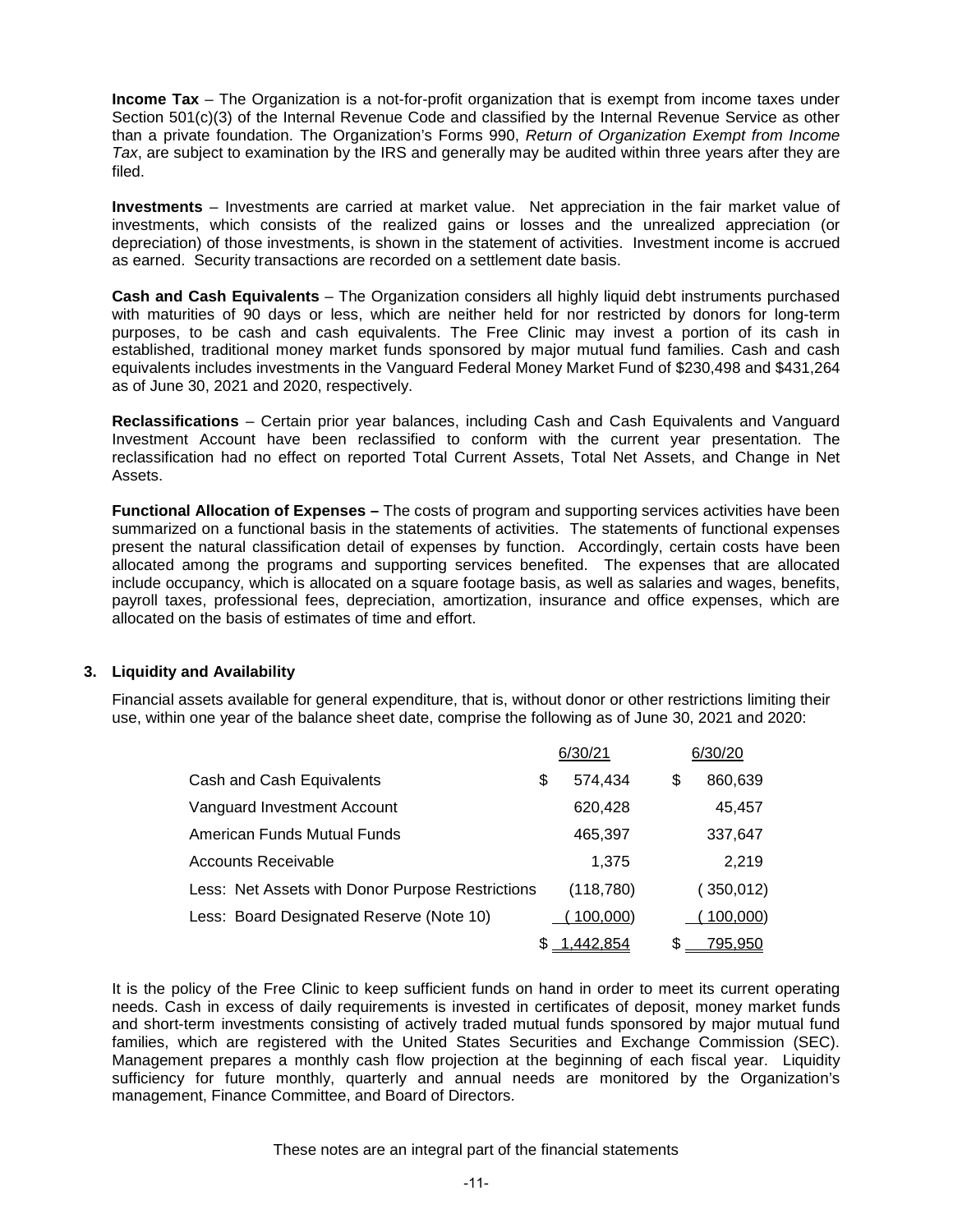**Income Tax** – The Organization is a not-for-profit organization that is exempt from income taxes under Section 501(c)(3) of the Internal Revenue Code and classified by the Internal Revenue Service as other than a private foundation. The Organization's Forms 990, *Return of Organization Exempt from Income Tax*, are subject to examination by the IRS and generally may be audited within three years after they are filed.

**Investments** – Investments are carried at market value. Net appreciation in the fair market value of investments, which consists of the realized gains or losses and the unrealized appreciation (or depreciation) of those investments, is shown in the statement of activities. Investment income is accrued as earned. Security transactions are recorded on a settlement date basis.

**Cash and Cash Equivalents** – The Organization considers all highly liquid debt instruments purchased with maturities of 90 days or less, which are neither held for nor restricted by donors for long-term purposes, to be cash and cash equivalents. The Free Clinic may invest a portion of its cash in established, traditional money market funds sponsored by major mutual fund families. Cash and cash equivalents includes investments in the Vanguard Federal Money Market Fund of $230,498 and $431,264 as of June 30, 2021 and 2020, respectively.

**Reclassifications** – Certain prior year balances, including Cash and Cash Equivalents and Vanguard Investment Account have been reclassified to conform with the current year presentation. The reclassification had no effect on reported Total Current Assets, Total Net Assets, and Change in Net Assets.

**Functional Allocation of Expenses –** The costs of program and supporting services activities have been summarized on a functional basis in the statements of activities. The statements of functional expenses present the natural classification detail of expenses by function. Accordingly, certain costs have been allocated among the programs and supporting services benefited. The expenses that are allocated include occupancy, which is allocated on a square footage basis, as well as salaries and wages, benefits, payroll taxes, professional fees, depreciation, amortization, insurance and office expenses, which are allocated on the basis of estimates of time and effort.

### 3. Liquidity and Availability

Financial assets available for general expenditure, that is, without donor or other restrictions limiting their use, within one year of the balance sheet date, comprise the following as of June 30, 2021 and 2020:

| | 6/30/21 | 6/30/20 |
|---|---|---|
| Cash and Cash Equivalents | $ 574,434 | $ 860,639 |
| Vanguard Investment Account | 620,428 | 45,457 |
| American Funds Mutual Funds | 465,397 | 337,647 |
| Accounts Receivable | 1,375 | 2,219 |
| Less: Net Assets with Donor Purpose Restrictions | (118,780) | (350,012) |
| Less: Board Designated Reserve (Note 10) | (100,000) | (100,000) |
| | $ 1,442,854 | $ 795,950 |

It is the policy of the Free Clinic to keep sufficient funds on hand in order to meet its current operating needs. Cash in excess of daily requirements is invested in certificates of deposit, money market funds and short-term investments consisting of actively traded mutual funds sponsored by major mutual fund families, which are registered with the United States Securities and Exchange Commission (SEC). Management prepares a monthly cash flow projection at the beginning of each fiscal year. Liquidity sufficiency for future monthly, quarterly and annual needs are monitored by the Organization's management, Finance Committee, and Board of Directors.

These notes are an integral part of the financial statements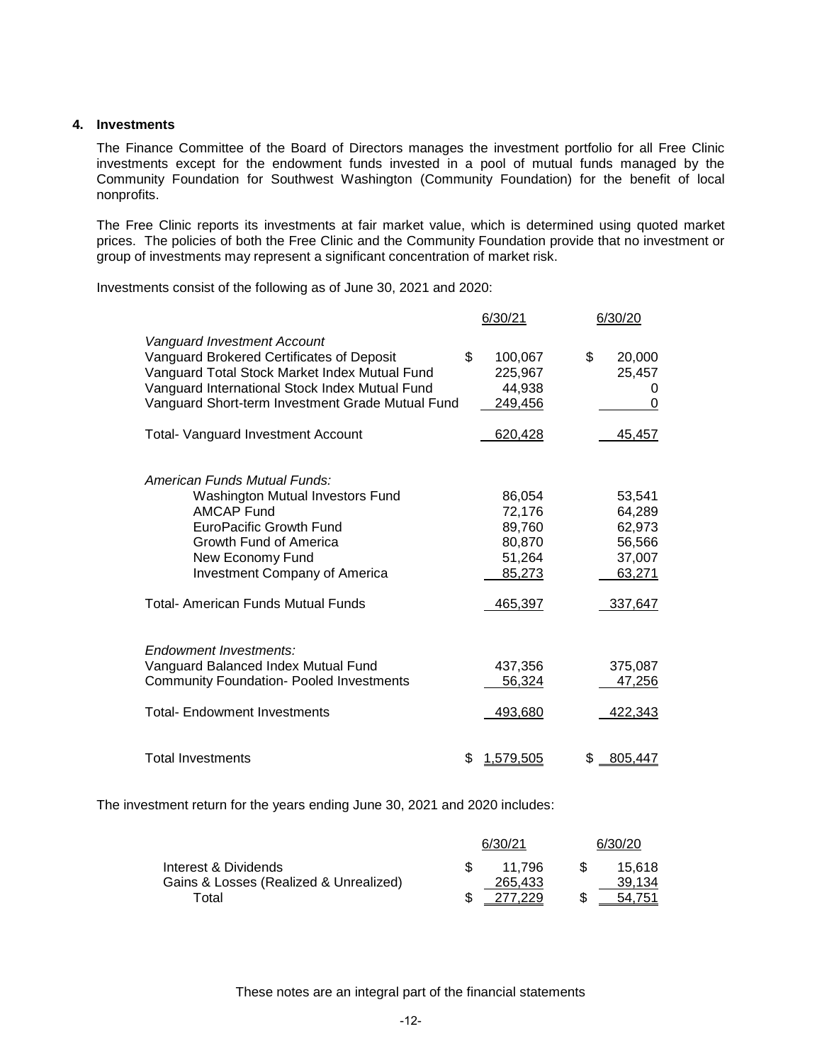### 4. Investments

The Finance Committee of the Board of Directors manages the investment portfolio for all Free Clinic investments except for the endowment funds invested in a pool of mutual funds managed by the Community Foundation for Southwest Washington (Community Foundation) for the benefit of local nonprofits.

The Free Clinic reports its investments at fair market value, which is determined using quoted market prices. The policies of both the Free Clinic and the Community Foundation provide that no investment or group of investments may represent a significant concentration of market risk.

Investments consist of the following as of June 30, 2021 and 2020:

| | 6/30/21 | 6/30/20 |
|---|---|---|
| *Vanguard Investment Account* | | |
| Vanguard Brokered Certificates of Deposit | $ 100,067 | $ 20,000 |
| Vanguard Total Stock Market Index Mutual Fund | 225,967 | 25,457 |
| Vanguard International Stock Index Mutual Fund | 44,938 | 0 |
| Vanguard Short-term Investment Grade Mutual Fund | 249,456 | 0 |
| Total- Vanguard Investment Account | 620,428 | 45,457 |
| *American Funds Mutual Funds:* | | |
| Washington Mutual Investors Fund | 86,054 | 53,541 |
| AMCAP Fund | 72,176 | 64,289 |
| EuroPacific Growth Fund | 89,760 | 62,973 |
| Growth Fund of America | 80,870 | 56,566 |
| New Economy Fund | 51,264 | 37,007 |
| Investment Company of America | 85,273 | 63,271 |
| Total- American Funds Mutual Funds | 465,397 | 337,647 |
| *Endowment Investments:* | | |
| Vanguard Balanced Index Mutual Fund | 437,356 | 375,087 |
| Community Foundation- Pooled Investments | 56,324 | 47,256 |
| Total- Endowment Investments | 493,680 | 422,343 |
| Total Investments | $ 1,579,505 | $ 805,447 |

The investment return for the years ending June 30, 2021 and 2020 includes:

| | 6/30/21 | 6/30/20 |
|---|---|---|
| Interest & Dividends | $ 11,796 | $ 15,618 |
| Gains & Losses (Realized & Unrealized) | 265,433 | 39,134 |
| Total | $ 277,229 | $ 54,751 |

These notes are an integral part of the financial statements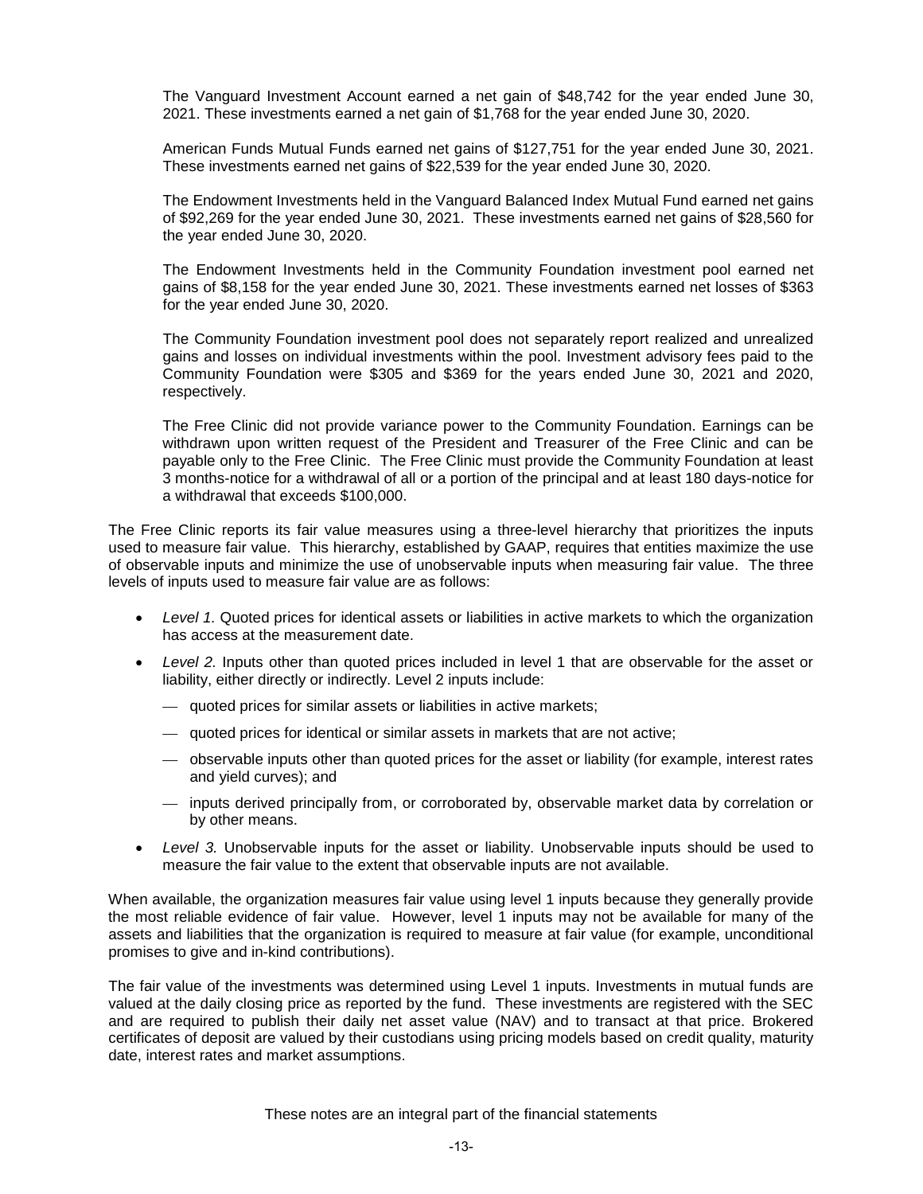The Vanguard Investment Account earned a net gain of $48,742 for the year ended June 30, 2021. These investments earned a net gain of $1,768 for the year ended June 30, 2020.

American Funds Mutual Funds earned net gains of $127,751 for the year ended June 30, 2021. These investments earned net gains of $22,539 for the year ended June 30, 2020.

The Endowment Investments held in the Vanguard Balanced Index Mutual Fund earned net gains of $92,269 for the year ended June 30, 2021. These investments earned net gains of $28,560 for the year ended June 30, 2020.

The Endowment Investments held in the Community Foundation investment pool earned net gains of $8,158 for the year ended June 30, 2021. These investments earned net losses of $363 for the year ended June 30, 2020.

The Community Foundation investment pool does not separately report realized and unrealized gains and losses on individual investments within the pool. Investment advisory fees paid to the Community Foundation were $305 and $369 for the years ended June 30, 2021 and 2020, respectively.

The Free Clinic did not provide variance power to the Community Foundation. Earnings can be withdrawn upon written request of the President and Treasurer of the Free Clinic and can be payable only to the Free Clinic. The Free Clinic must provide the Community Foundation at least 3 months-notice for a withdrawal of all or a portion of the principal and at least 180 days-notice for a withdrawal that exceeds $100,000.

The Free Clinic reports its fair value measures using a three-level hierarchy that prioritizes the inputs used to measure fair value. This hierarchy, established by GAAP, requires that entities maximize the use of observable inputs and minimize the use of unobservable inputs when measuring fair value. The three levels of inputs used to measure fair value are as follows:

- *Level 1.* Quoted prices for identical assets or liabilities in active markets to which the organization has access at the measurement date.
- *Level 2.* Inputs other than quoted prices included in level 1 that are observable for the asset or liability, either directly or indirectly. Level 2 inputs include:
  - quoted prices for similar assets or liabilities in active markets;
  - quoted prices for identical or similar assets in markets that are not active;
  - observable inputs other than quoted prices for the asset or liability (for example, interest rates and yield curves); and
  - inputs derived principally from, or corroborated by, observable market data by correlation or by other means.
- *Level 3.* Unobservable inputs for the asset or liability. Unobservable inputs should be used to measure the fair value to the extent that observable inputs are not available.

When available, the organization measures fair value using level 1 inputs because they generally provide the most reliable evidence of fair value. However, level 1 inputs may not be available for many of the assets and liabilities that the organization is required to measure at fair value (for example, unconditional promises to give and in-kind contributions).

The fair value of the investments was determined using Level 1 inputs. Investments in mutual funds are valued at the daily closing price as reported by the fund. These investments are registered with the SEC and are required to publish their daily net asset value (NAV) and to transact at that price. Brokered certificates of deposit are valued by their custodians using pricing models based on credit quality, maturity date, interest rates and market assumptions.

These notes are an integral part of the financial statements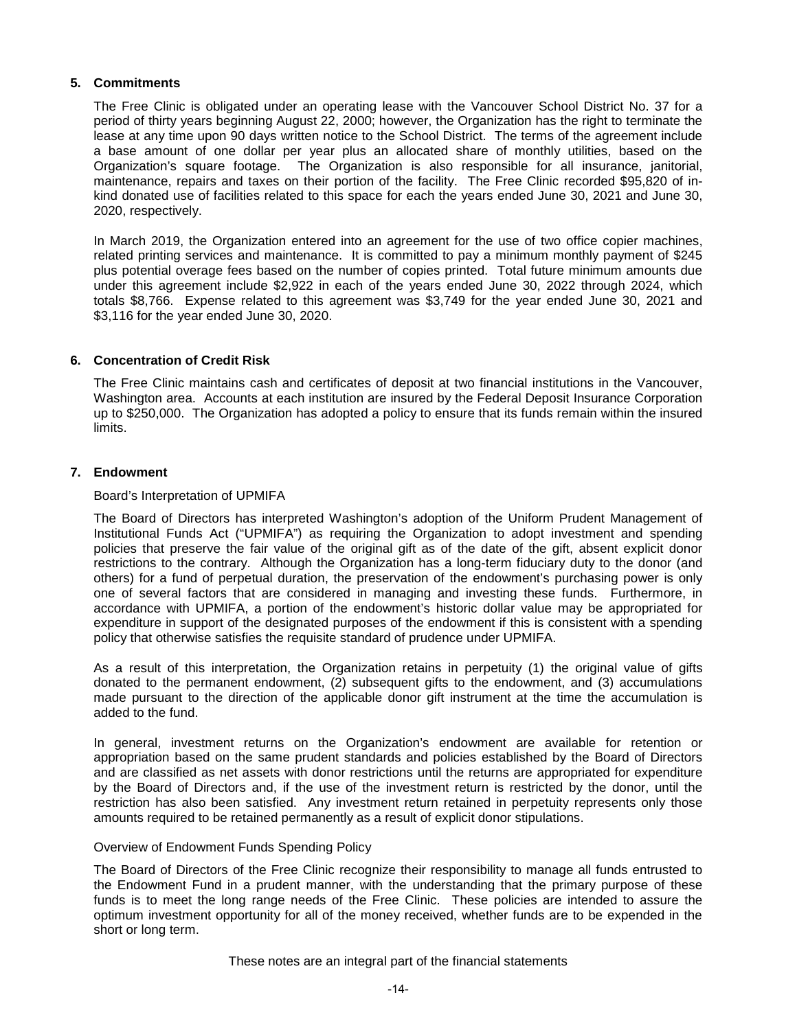## 5. Commitments

The Free Clinic is obligated under an operating lease with the Vancouver School District No. 37 for a period of thirty years beginning August 22, 2000; however, the Organization has the right to terminate the lease at any time upon 90 days written notice to the School District. The terms of the agreement include a base amount of one dollar per year plus an allocated share of monthly utilities, based on the Organization's square footage. The Organization is also responsible for all insurance, janitorial, maintenance, repairs and taxes on their portion of the facility. The Free Clinic recorded $95,820 of in-kind donated use of facilities related to this space for each the years ended June 30, 2021 and June 30, 2020, respectively.

In March 2019, the Organization entered into an agreement for the use of two office copier machines, related printing services and maintenance. It is committed to pay a minimum monthly payment of $245 plus potential overage fees based on the number of copies printed. Total future minimum amounts due under this agreement include $2,922 in each of the years ended June 30, 2022 through 2024, which totals $8,766. Expense related to this agreement was $3,749 for the year ended June 30, 2021 and $3,116 for the year ended June 30, 2020.

## 6. Concentration of Credit Risk

The Free Clinic maintains cash and certificates of deposit at two financial institutions in the Vancouver, Washington area. Accounts at each institution are insured by the Federal Deposit Insurance Corporation up to $250,000. The Organization has adopted a policy to ensure that its funds remain within the insured limits.

## 7. Endowment

Board's Interpretation of UPMIFA

The Board of Directors has interpreted Washington's adoption of the Uniform Prudent Management of Institutional Funds Act ("UPMIFA") as requiring the Organization to adopt investment and spending policies that preserve the fair value of the original gift as of the date of the gift, absent explicit donor restrictions to the contrary. Although the Organization has a long-term fiduciary duty to the donor (and others) for a fund of perpetual duration, the preservation of the endowment's purchasing power is only one of several factors that are considered in managing and investing these funds. Furthermore, in accordance with UPMIFA, a portion of the endowment's historic dollar value may be appropriated for expenditure in support of the designated purposes of the endowment if this is consistent with a spending policy that otherwise satisfies the requisite standard of prudence under UPMIFA.

As a result of this interpretation, the Organization retains in perpetuity (1) the original value of gifts donated to the permanent endowment, (2) subsequent gifts to the endowment, and (3) accumulations made pursuant to the direction of the applicable donor gift instrument at the time the accumulation is added to the fund.

In general, investment returns on the Organization's endowment are available for retention or appropriation based on the same prudent standards and policies established by the Board of Directors and are classified as net assets with donor restrictions until the returns are appropriated for expenditure by the Board of Directors and, if the use of the investment return is restricted by the donor, until the restriction has also been satisfied. Any investment return retained in perpetuity represents only those amounts required to be retained permanently as a result of explicit donor stipulations.

Overview of Endowment Funds Spending Policy

The Board of Directors of the Free Clinic recognize their responsibility to manage all funds entrusted to the Endowment Fund in a prudent manner, with the understanding that the primary purpose of these funds is to meet the long range needs of the Free Clinic. These policies are intended to assure the optimum investment opportunity for all of the money received, whether funds are to be expended in the short or long term.

These notes are an integral part of the financial statements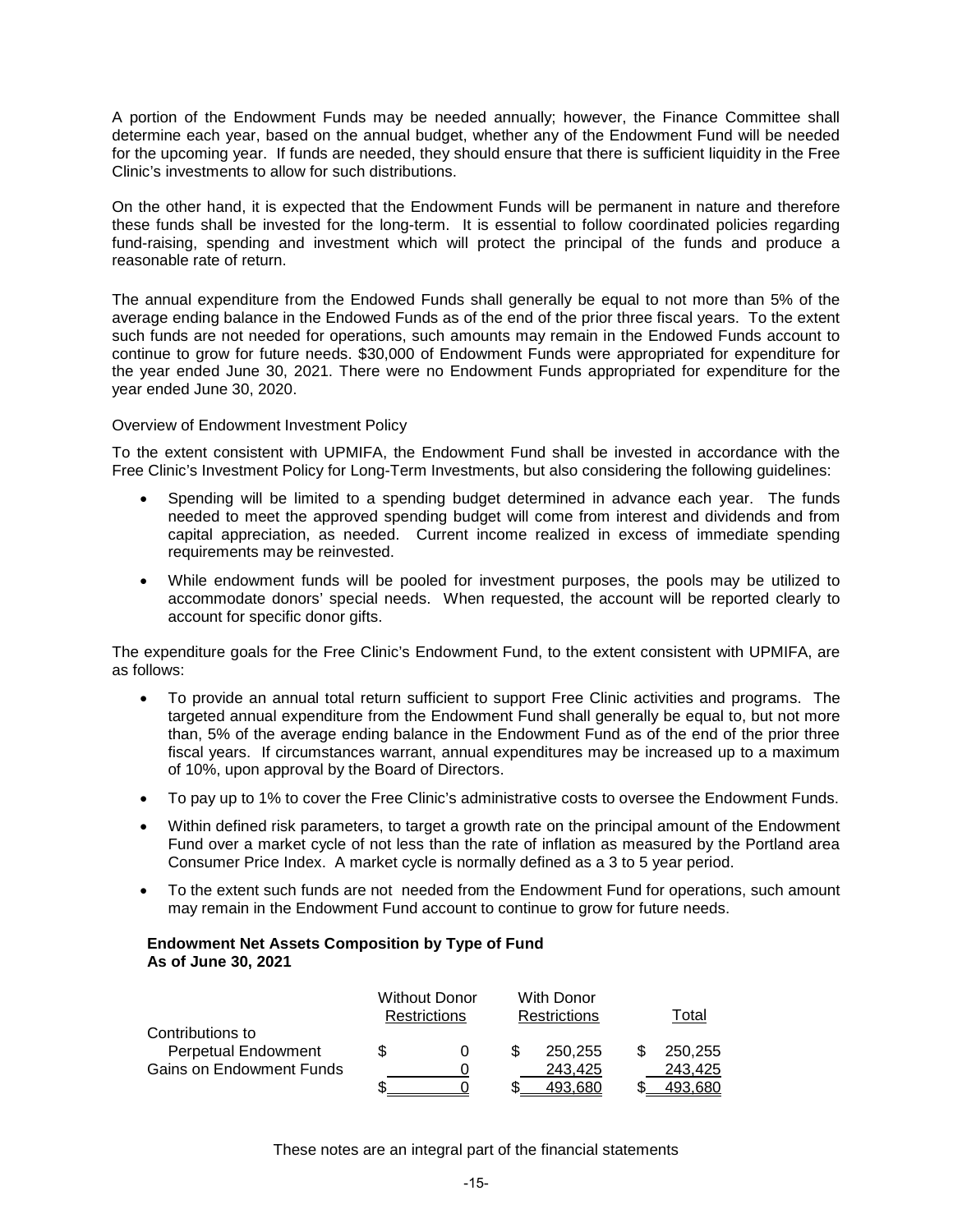A portion of the Endowment Funds may be needed annually; however, the Finance Committee shall determine each year, based on the annual budget, whether any of the Endowment Fund will be needed for the upcoming year. If funds are needed, they should ensure that there is sufficient liquidity in the Free Clinic's investments to allow for such distributions.

On the other hand, it is expected that the Endowment Funds will be permanent in nature and therefore these funds shall be invested for the long-term. It is essential to follow coordinated policies regarding fund-raising, spending and investment which will protect the principal of the funds and produce a reasonable rate of return.

The annual expenditure from the Endowed Funds shall generally be equal to not more than 5% of the average ending balance in the Endowed Funds as of the end of the prior three fiscal years. To the extent such funds are not needed for operations, such amounts may remain in the Endowed Funds account to continue to grow for future needs. $30,000 of Endowment Funds were appropriated for expenditure for the year ended June 30, 2021. There were no Endowment Funds appropriated for expenditure for the year ended June 30, 2020.

Overview of Endowment Investment Policy

To the extent consistent with UPMIFA, the Endowment Fund shall be invested in accordance with the Free Clinic's Investment Policy for Long-Term Investments, but also considering the following guidelines:

- Spending will be limited to a spending budget determined in advance each year. The funds needed to meet the approved spending budget will come from interest and dividends and from capital appreciation, as needed. Current income realized in excess of immediate spending requirements may be reinvested.
- While endowment funds will be pooled for investment purposes, the pools may be utilized to accommodate donors' special needs. When requested, the account will be reported clearly to account for specific donor gifts.

The expenditure goals for the Free Clinic's Endowment Fund, to the extent consistent with UPMIFA, are as follows:

- To provide an annual total return sufficient to support Free Clinic activities and programs. The targeted annual expenditure from the Endowment Fund shall generally be equal to, but not more than, 5% of the average ending balance in the Endowment Fund as of the end of the prior three fiscal years. If circumstances warrant, annual expenditures may be increased up to a maximum of 10%, upon approval by the Board of Directors.
- To pay up to 1% to cover the Free Clinic's administrative costs to oversee the Endowment Funds.
- Within defined risk parameters, to target a growth rate on the principal amount of the Endowment Fund over a market cycle of not less than the rate of inflation as measured by the Portland area Consumer Price Index. A market cycle is normally defined as a 3 to 5 year period.
- To the extent such funds are not needed from the Endowment Fund for operations, such amount may remain in the Endowment Fund account to continue to grow for future needs.

**Endowment Net Assets Composition by Type of Fund**
**As of June 30, 2021**

| | Without Donor Restrictions | With Donor Restrictions | Total |
|---|---|---|---|
| Contributions to | | | |
| Perpetual Endowment | $ 0 | $ 250,255 | $ 250,255 |
| Gains on Endowment Funds | 0 | 243,425 | 243,425 |
| | $ 0 | $ 493,680 | $ 493,680 |

These notes are an integral part of the financial statements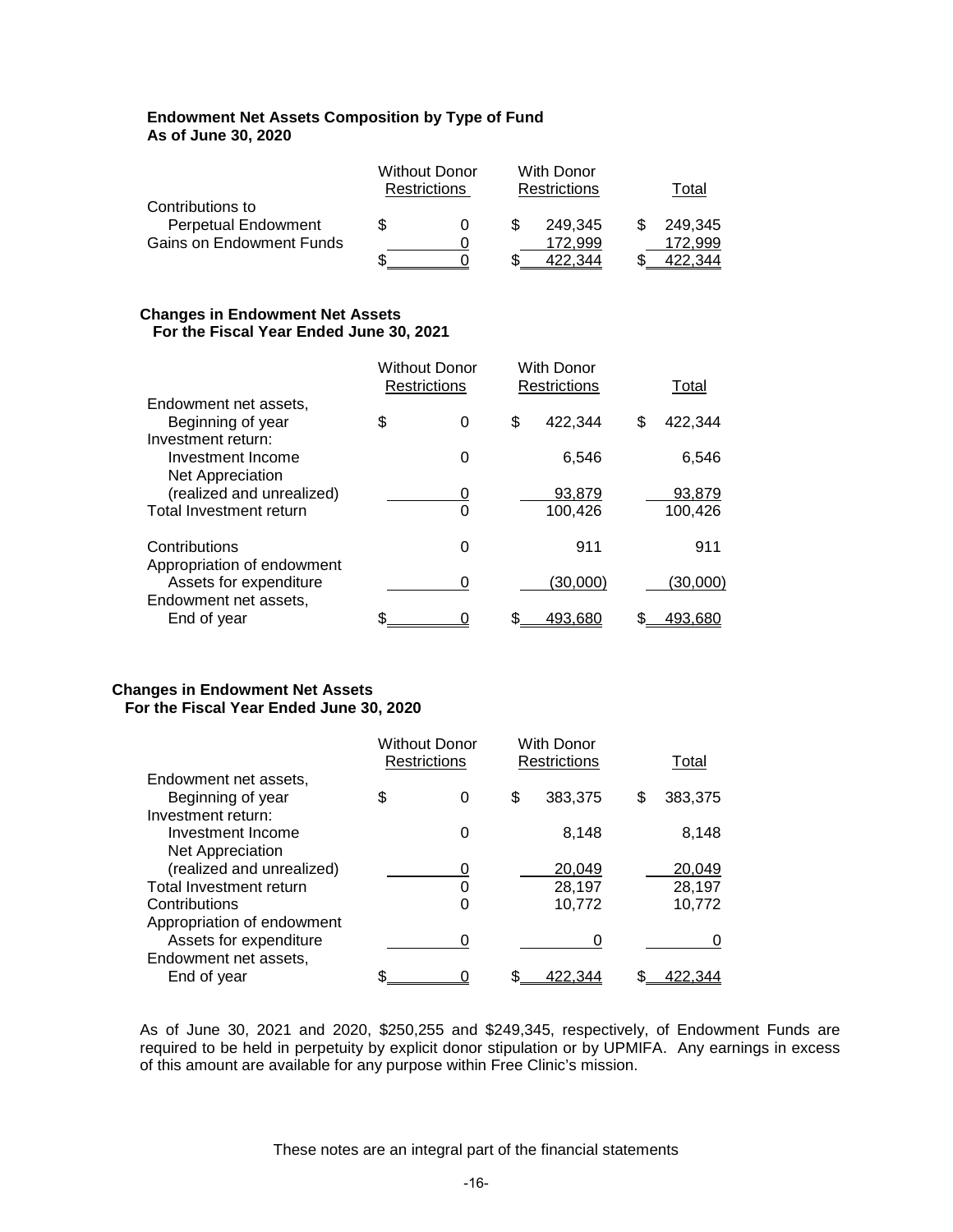**Endowment Net Assets Composition by Type of Fund**
**As of June 30, 2020**

| | Without Donor Restrictions | With Donor Restrictions | Total |
|---|---|---|---|
| Contributions to | | | |
| Perpetual Endowment | $ 0 | $ 249,345 | $ 249,345 |
| Gains on Endowment Funds | 0 | 172,999 | 172,999 |
| | $ 0 | $ 422,344 | $ 422,344 |

**Changes in Endowment Net Assets**
**For the Fiscal Year Ended June 30, 2021**

| | Without Donor Restrictions | With Donor Restrictions | Total |
|---|---|---|---|
| Endowment net assets, | | | |
| Beginning of year | $ 0 | $ 422,344 | $ 422,344 |
| Investment return: | | | |
| Investment Income | 0 | 6,546 | 6,546 |
| Net Appreciation | | | |
| (realized and unrealized) | 0 | 93,879 | 93,879 |
| Total Investment return | 0 | 100,426 | 100,426 |
| Contributions | 0 | 911 | 911 |
| Appropriation of endowment | | | |
| Assets for expenditure | 0 | (30,000) | (30,000) |
| Endowment net assets, | | | |
| End of year | $ 0 | $ 493,680 | $ 493,680 |

**Changes in Endowment Net Assets**
**For the Fiscal Year Ended June 30, 2020**

| | Without Donor Restrictions | With Donor Restrictions | Total |
|---|---|---|---|
| Endowment net assets, | | | |
| Beginning of year | $ 0 | $ 383,375 | $ 383,375 |
| Investment return: | | | |
| Investment Income | 0 | 8,148 | 8,148 |
| Net Appreciation | | | |
| (realized and unrealized) | 0 | 20,049 | 20,049 |
| Total Investment return | 0 | 28,197 | 28,197 |
| Contributions | 0 | 10,772 | 10,772 |
| Appropriation of endowment | | | |
| Assets for expenditure | 0 | 0 | 0 |
| Endowment net assets, | | | |
| End of year | $ 0 | $ 422,344 | $ 422,344 |

As of June 30, 2021 and 2020, $250,255 and $249,345, respectively, of Endowment Funds are required to be held in perpetuity by explicit donor stipulation or by UPMIFA. Any earnings in excess of this amount are available for any purpose within Free Clinic's mission.

These notes are an integral part of the financial statements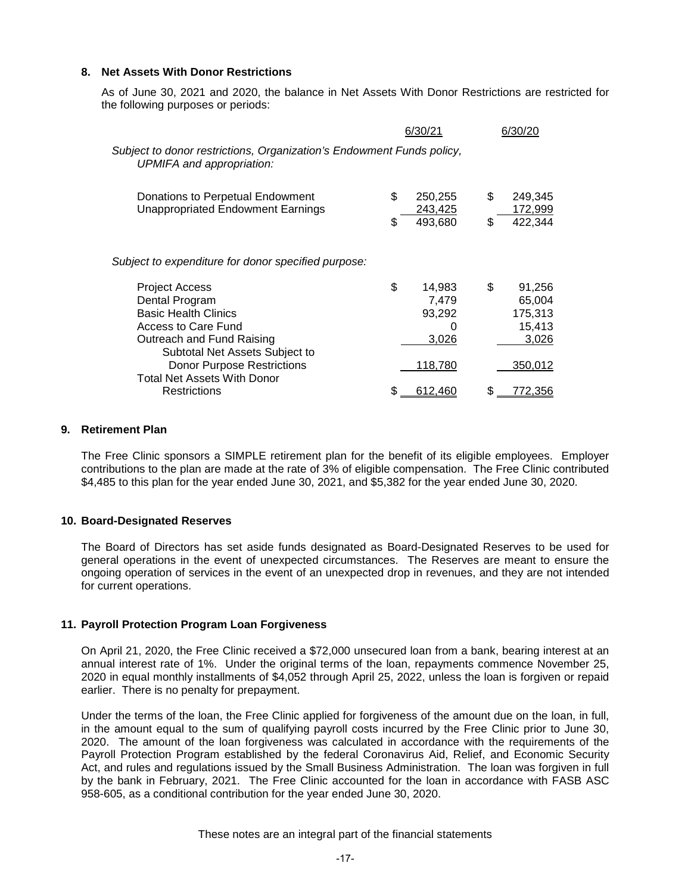## 8. Net Assets With Donor Restrictions

As of June 30, 2021 and 2020, the balance in Net Assets With Donor Restrictions are restricted for the following purposes or periods:

| | 6/30/21 | 6/30/20 |
|---|---|---|
| *Subject to donor restrictions, Organization's Endowment Funds policy, UPMIFA and appropriation:* | | |
| Donations to Perpetual Endowment | $ 250,255 | $ 249,345 |
| Unappropriated Endowment Earnings | 243,425 | 172,999 |
| | $ 493,680 | $ 422,344 |
| *Subject to expenditure for donor specified purpose:* | | |
| Project Access | $ 14,983 | $ 91,256 |
| Dental Program | 7,479 | 65,004 |
| Basic Health Clinics | 93,292 | 175,313 |
| Access to Care Fund | 0 | 15,413 |
| Outreach and Fund Raising | 3,026 | 3,026 |
| Subtotal Net Assets Subject to Donor Purpose Restrictions | 118,780 | 350,012 |
| Total Net Assets With Donor Restrictions | $ 612,460 | $ 772,356 |

## 9. Retirement Plan

The Free Clinic sponsors a SIMPLE retirement plan for the benefit of its eligible employees. Employer contributions to the plan are made at the rate of 3% of eligible compensation. The Free Clinic contributed $4,485 to this plan for the year ended June 30, 2021, and $5,382 for the year ended June 30, 2020.

## 10. Board-Designated Reserves

The Board of Directors has set aside funds designated as Board-Designated Reserves to be used for general operations in the event of unexpected circumstances. The Reserves are meant to ensure the ongoing operation of services in the event of an unexpected drop in revenues, and they are not intended for current operations.

## 11. Payroll Protection Program Loan Forgiveness

On April 21, 2020, the Free Clinic received a $72,000 unsecured loan from a bank, bearing interest at an annual interest rate of 1%. Under the original terms of the loan, repayments commence November 25, 2020 in equal monthly installments of $4,052 through April 25, 2022, unless the loan is forgiven or repaid earlier. There is no penalty for prepayment.

Under the terms of the loan, the Free Clinic applied for forgiveness of the amount due on the loan, in full, in the amount equal to the sum of qualifying payroll costs incurred by the Free Clinic prior to June 30, 2020. The amount of the loan forgiveness was calculated in accordance with the requirements of the Payroll Protection Program established by the federal Coronavirus Aid, Relief, and Economic Security Act, and rules and regulations issued by the Small Business Administration. The loan was forgiven in full by the bank in February, 2021. The Free Clinic accounted for the loan in accordance with FASB ASC 958-605, as a conditional contribution for the year ended June 30, 2020.

These notes are an integral part of the financial statements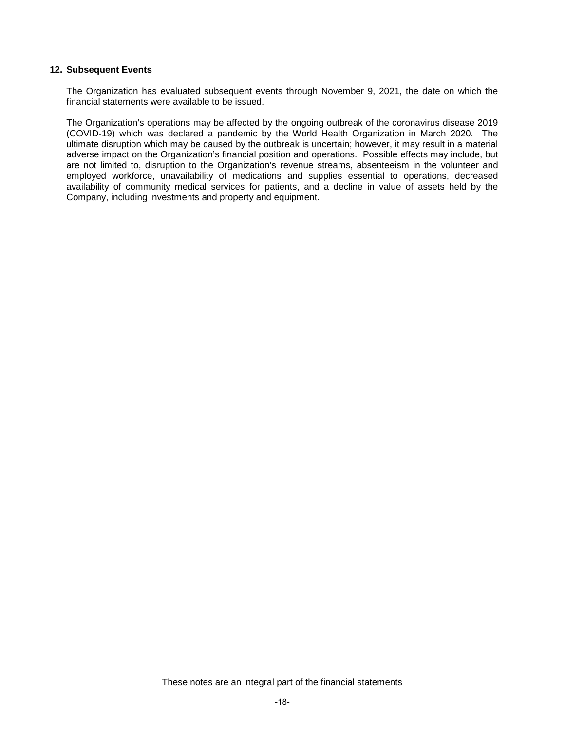### 12. Subsequent Events

The Organization has evaluated subsequent events through November 9, 2021, the date on which the financial statements were available to be issued.

The Organization's operations may be affected by the ongoing outbreak of the coronavirus disease 2019 (COVID-19) which was declared a pandemic by the World Health Organization in March 2020. The ultimate disruption which may be caused by the outbreak is uncertain; however, it may result in a material adverse impact on the Organization's financial position and operations. Possible effects may include, but are not limited to, disruption to the Organization's revenue streams, absenteeism in the volunteer and employed workforce, unavailability of medications and supplies essential to operations, decreased availability of community medical services for patients, and a decline in value of assets held by the Company, including investments and property and equipment.

These notes are an integral part of the financial statements